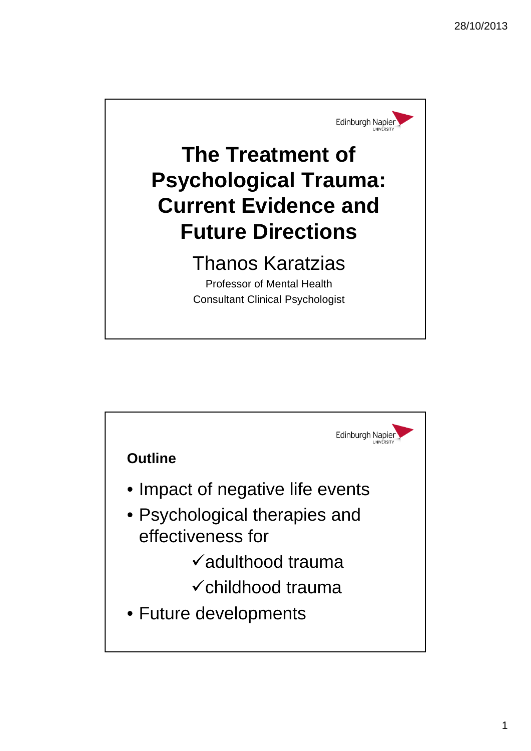# The Treatment of Psychological Trauma: Current Evidence and Future Directions

Thanos Karatzias

Professor of Mental Health

Consultant Clinical Psychologist

**Outline**

- Impact of negative life events
- Psychological therapies and effectiveness for
  - ✓adulthood trauma
  - ✓childhood trauma
- Future developments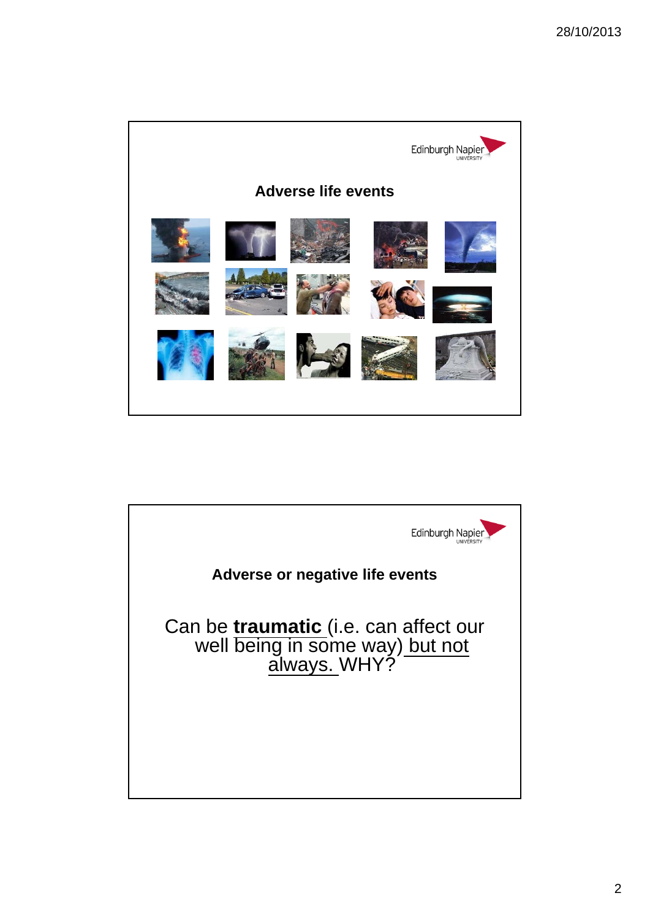## Adverse life events

## Adverse or negative life events

Can be **traumatic** (i.e. can affect our well being in some way) but not always. WHY?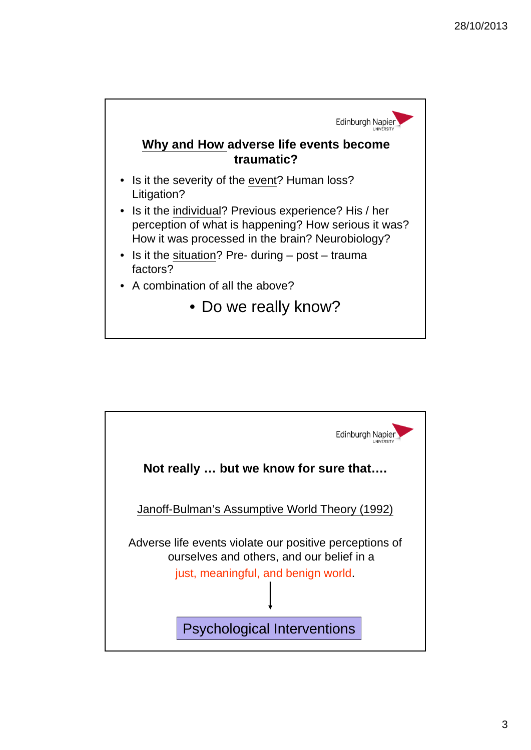## Why and How adverse life events become traumatic?

- Is it the severity of the event? Human loss? Litigation?
- Is it the individual? Previous experience? His / her perception of what is happening? How serious it was? How it was processed in the brain? Neurobiology?
- Is it the situation? Pre- during – post – trauma factors?
- A combination of all the above?

- Do we really know?

## Not really … but we know for sure that….

Janoff-Bulman's Assumptive World Theory (1992)

Adverse life events violate our positive perceptions of ourselves and others, and our belief in a just, meaningful, and benign world.

↓

Psychological Interventions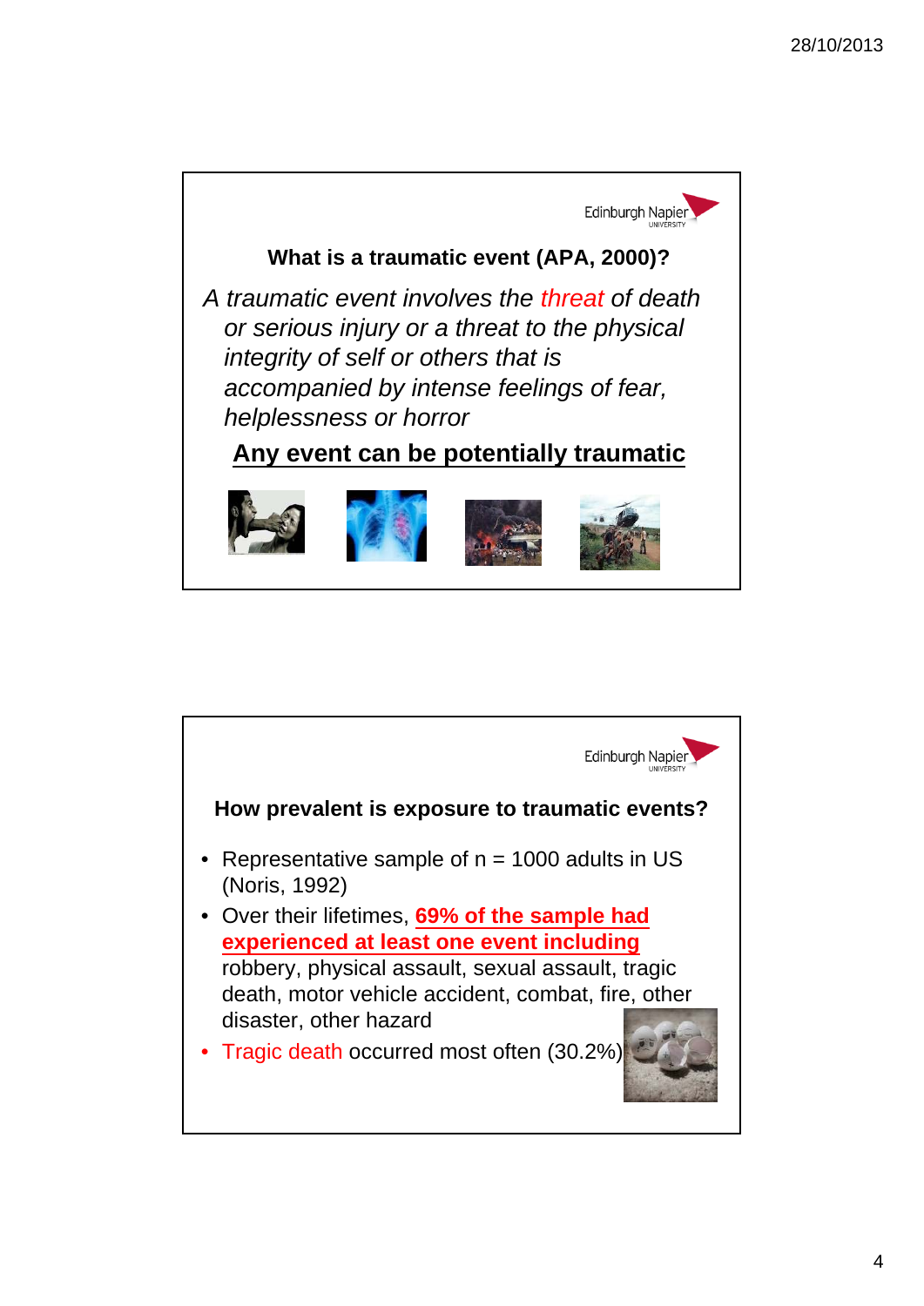## What is a traumatic event (APA, 2000)?

*A traumatic event involves the threat of death or serious injury or a threat to the physical integrity of self or others that is accompanied by intense feelings of fear, helplessness or horror*

**Any event can be potentially traumatic**

## How prevalent is exposure to traumatic events?

- Representative sample of n = 1000 adults in US (Noris, 1992)
- Over their lifetimes, **69% of the sample had experienced at least one event including** robbery, physical assault, sexual assault, tragic death, motor vehicle accident, combat, fire, other disaster, other hazard
- Tragic death occurred most often (30.2%)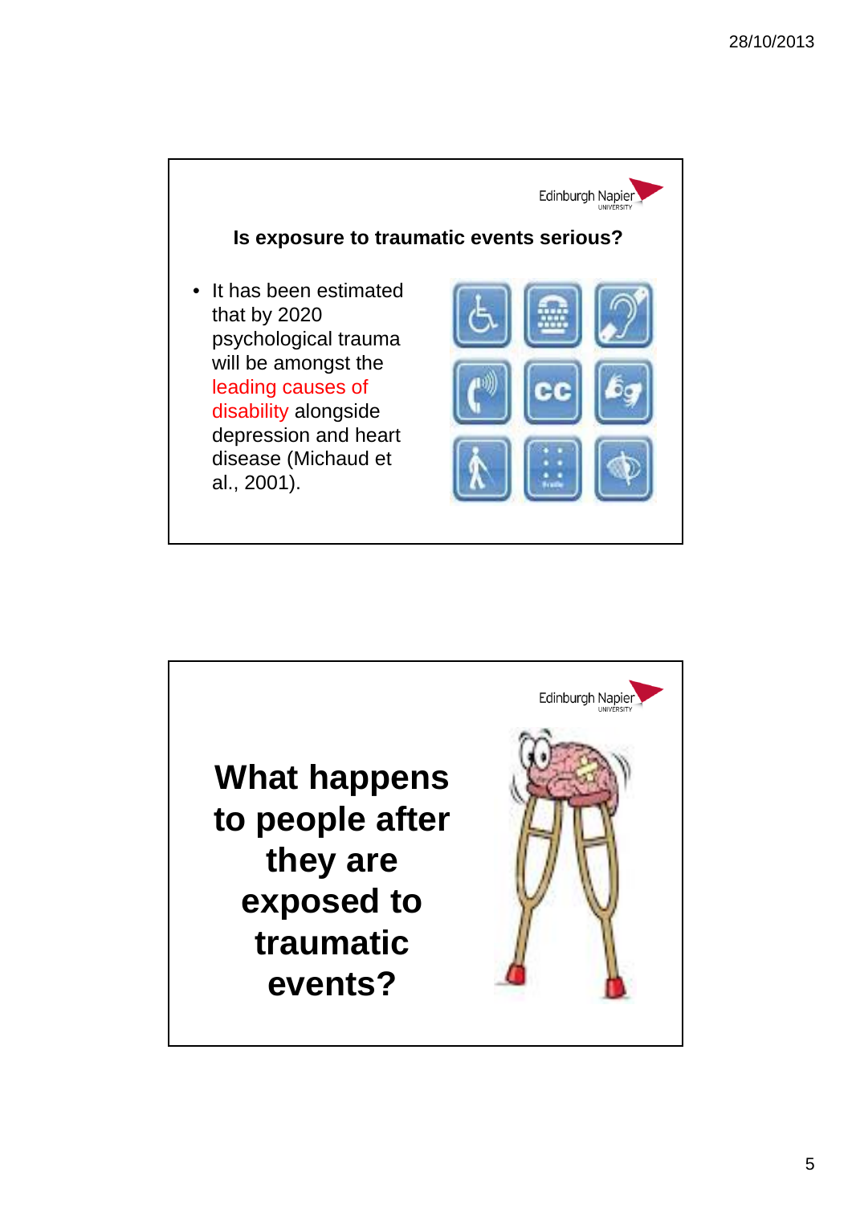## Is exposure to traumatic events serious?

- It has been estimated that by 2020 psychological trauma will be amongst the leading causes of disability alongside depression and heart disease (Michaud et al., 2001).

---

# What happens to people after they are exposed to traumatic events?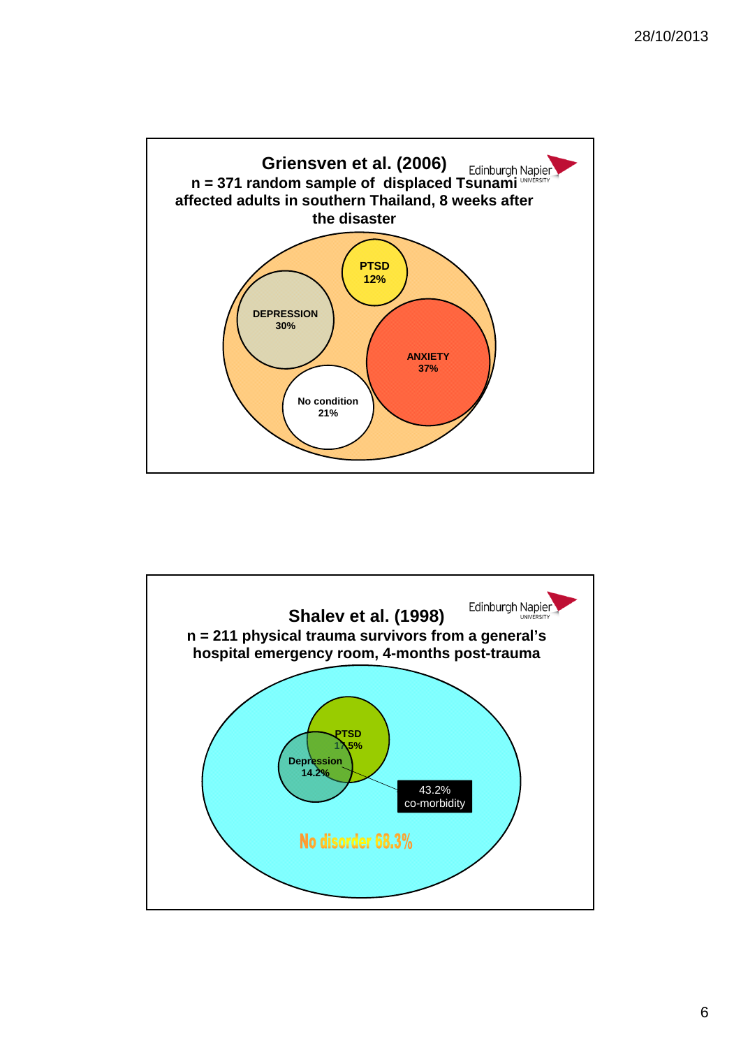## Griensven et al. (2006)

**n = 371 random sample of displaced Tsunami affected adults in southern Thailand, 8 weeks after the disaster**

PTSD 12%

DEPRESSION 30%

ANXIETY 37%

No condition 21%

## Shalev et al. (1998)

**n = 211 physical trauma survivors from a general's hospital emergency room, 4-months post-trauma**

PTSD 17.5%

Depression 14.2%

43.2% co-morbidity

No disorder 68.3%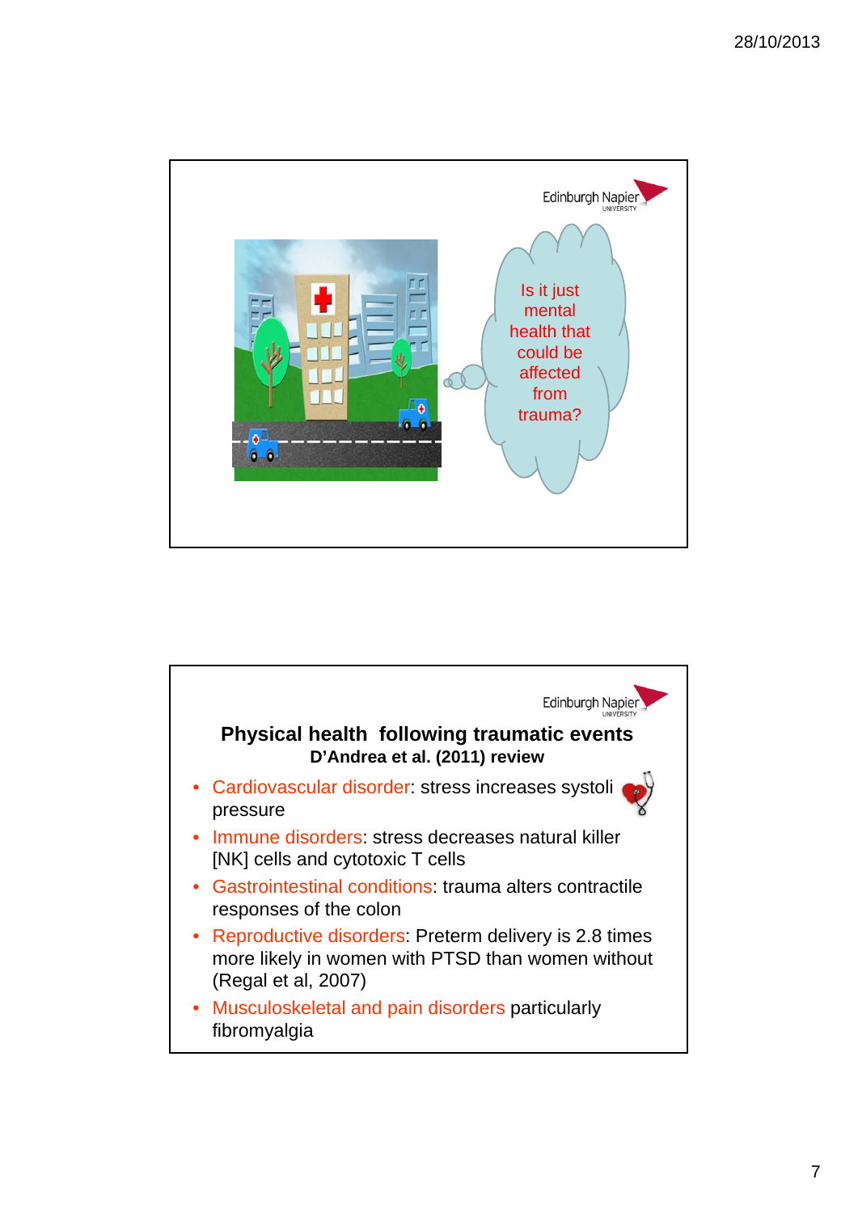Is it just mental health that could be affected from trauma?

## Physical health following traumatic events

**D'Andrea et al. (2011) review**

- Cardiovascular disorder: stress increases systoli pressure
- Immune disorders: stress decreases natural killer [NK] cells and cytotoxic T cells
- Gastrointestinal conditions: trauma alters contractile responses of the colon
- Reproductive disorders: Preterm delivery is 2.8 times more likely in women with PTSD than women without (Regal et al, 2007)
- Musculoskeletal and pain disorders particularly fibromyalgia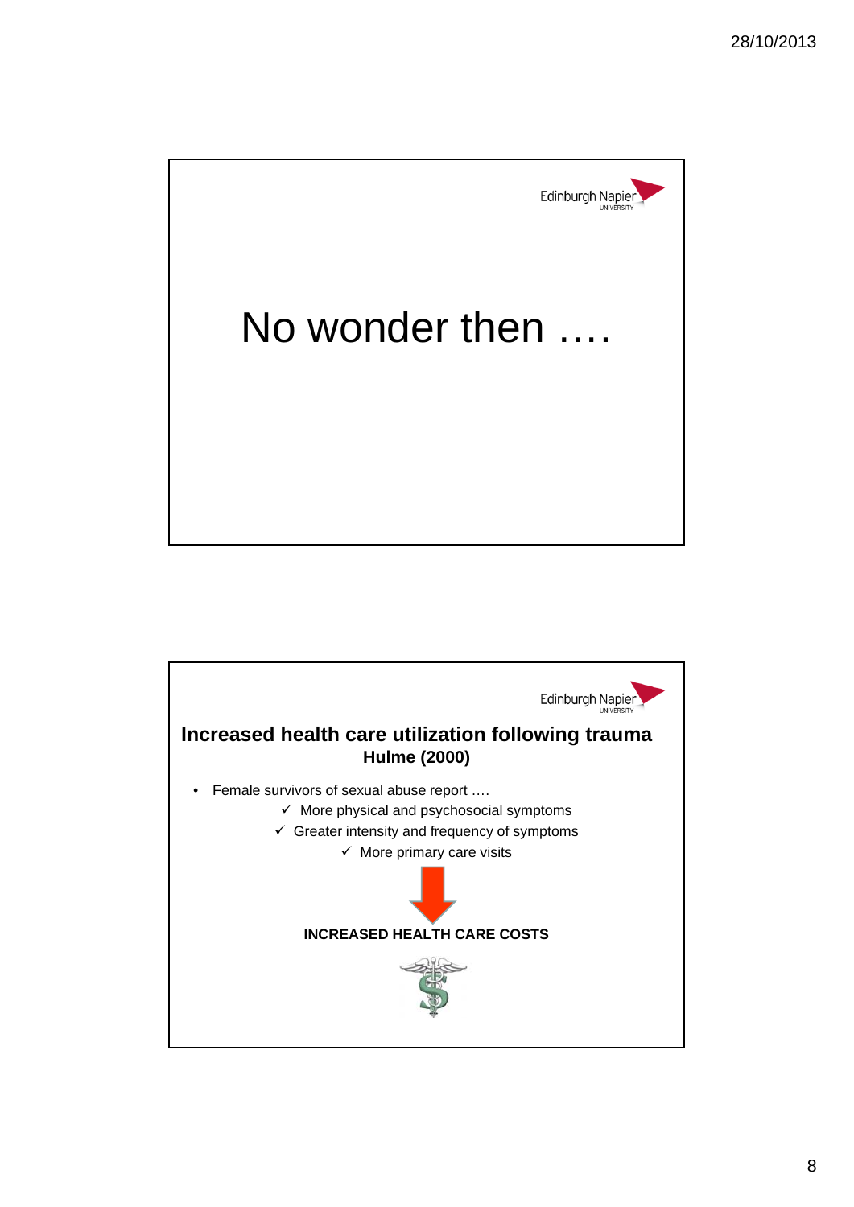No wonder then ….

## Increased health care utilization following trauma

**Hulme (2000)**

- Female survivors of sexual abuse report ….
  - ✓ More physical and psychosocial symptoms
  - ✓ Greater intensity and frequency of symptoms
  - ✓ More primary care visits

**INCREASED HEALTH CARE COSTS**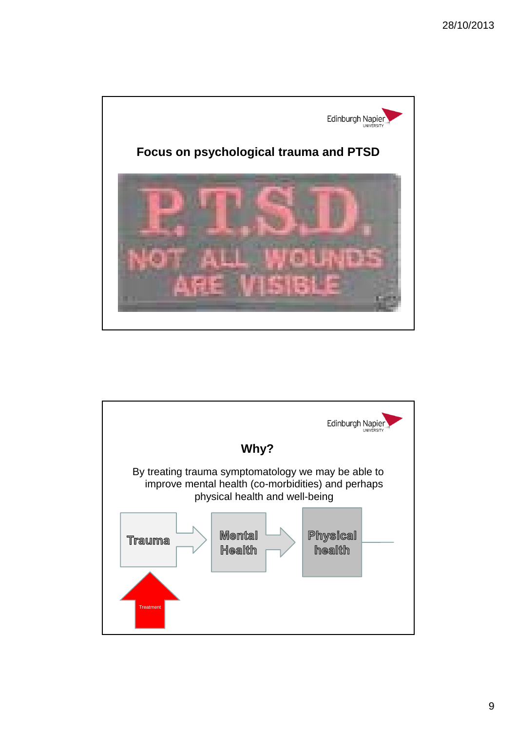## Focus on psychological trauma and PTSD

P.T.S.D.

NOT ALL WOUNDS ARE VISIBLE

## Why?

By treating trauma symptomatology we may be able to improve mental health (co-morbidities) and perhaps physical health and well-being

Trauma → Mental Health → Physical health

Treatment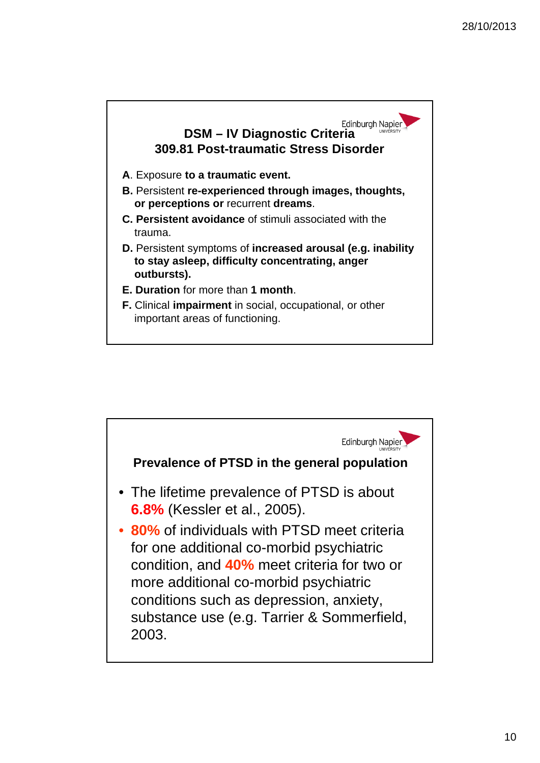## DSM – IV Diagnostic Criteria 309.81 Post-traumatic Stress Disorder

**A**. Exposure **to a traumatic event.**

**B.** Persistent **re-experienced through images, thoughts, or perceptions or** recurrent **dreams**.

**C. Persistent avoidance** of stimuli associated with the trauma.

**D.** Persistent symptoms of **increased arousal (e.g. inability to stay asleep, difficulty concentrating, anger outbursts).**

**E. Duration** for more than **1 month**.

**F.** Clinical **impairment** in social, occupational, or other important areas of functioning.

## Prevalence of PTSD in the general population

- The lifetime prevalence of PTSD is about **6.8%** (Kessler et al., 2005).
- **80%** of individuals with PTSD meet criteria for one additional co-morbid psychiatric condition, and **40%** meet criteria for two or more additional co-morbid psychiatric conditions such as depression, anxiety, substance use (e.g. Tarrier & Sommerfield, 2003.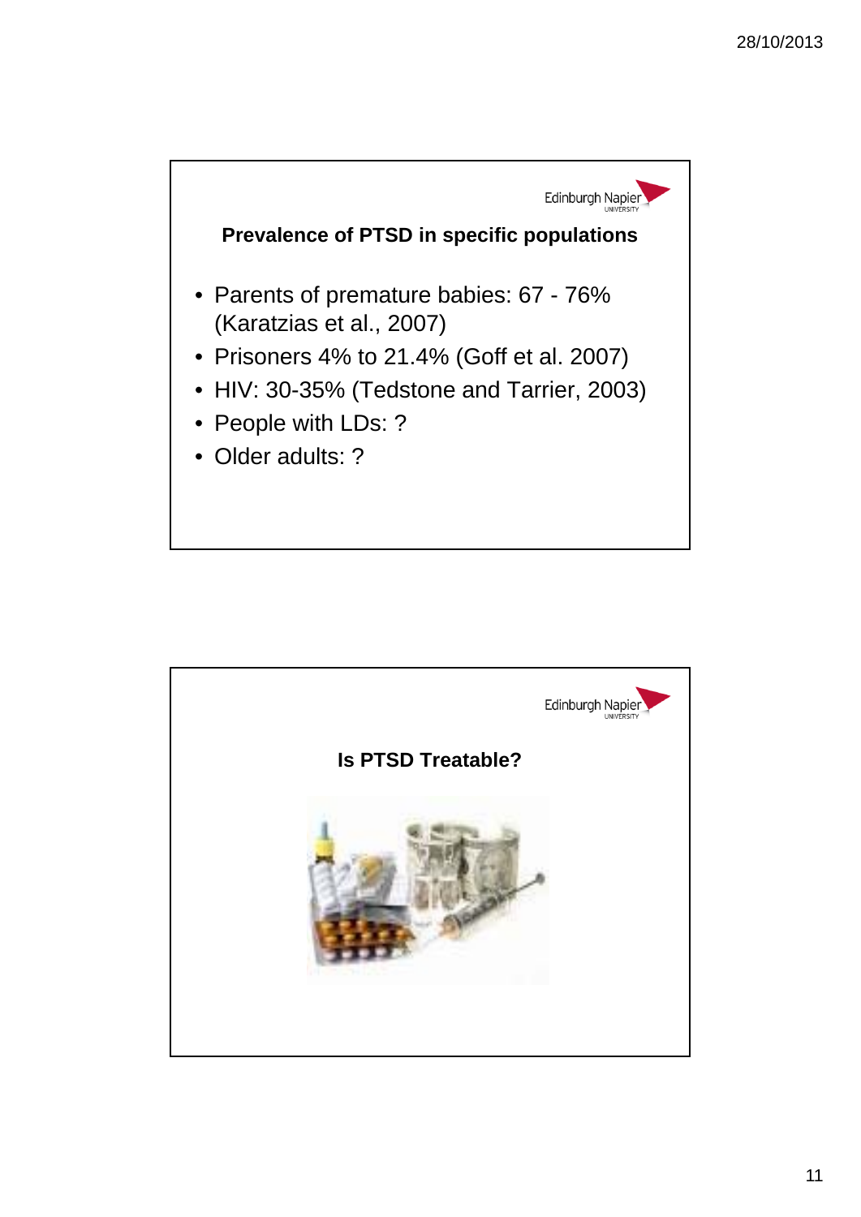### Prevalence of PTSD in specific populations

- Parents of premature babies: 67 - 76% (Karatzias et al., 2007)
- Prisoners 4% to 21.4% (Goff et al. 2007)
- HIV: 30-35% (Tedstone and Tarrier, 2003)
- People with LDs: ?
- Older adults: ?

### Is PTSD Treatable?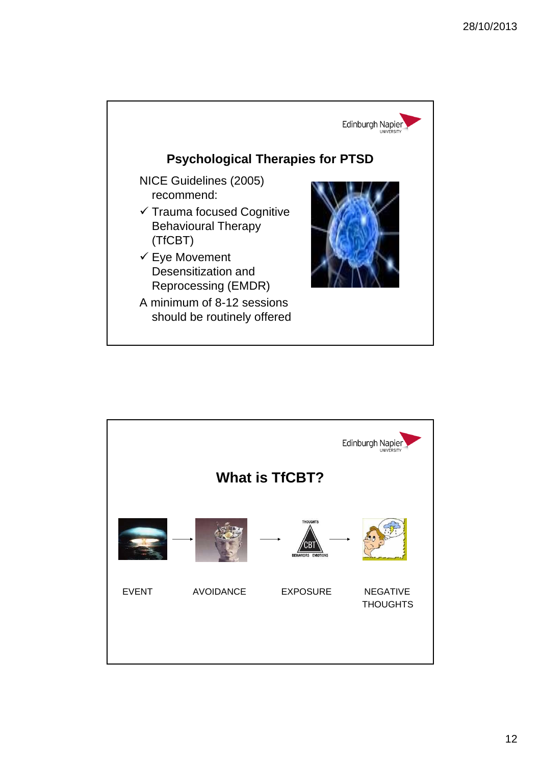## Psychological Therapies for PTSD

NICE Guidelines (2005) recommend:

- ✓ Trauma focused Cognitive Behavioural Therapy (TfCBT)
- ✓ Eye Movement Desensitization and Reprocessing (EMDR)

A minimum of 8-12 sessions should be routinely offered

## What is TfCBT?

EVENT → AVOIDANCE → EXPOSURE → NEGATIVE THOUGHTS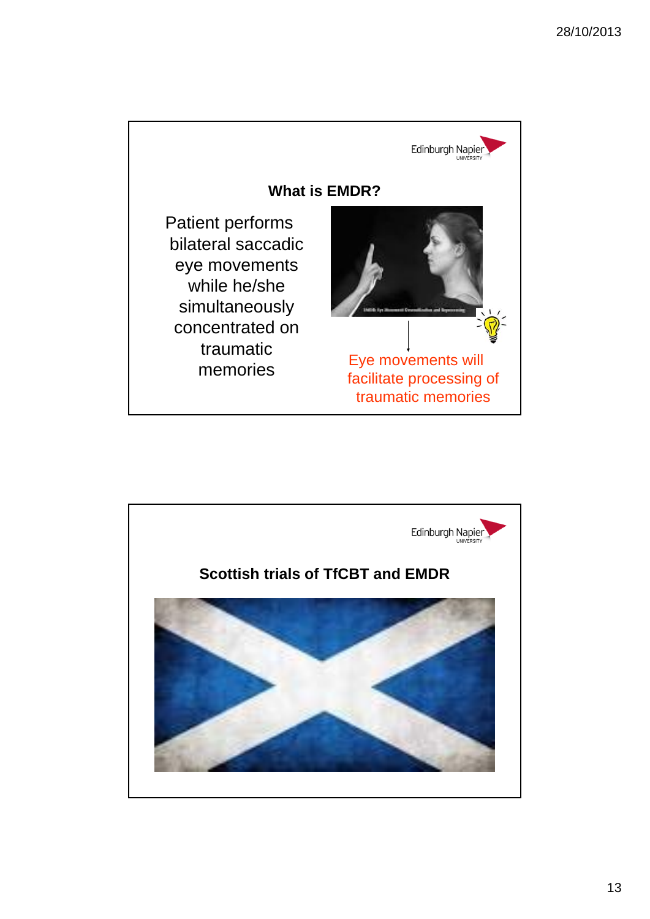## What is EMDR?

Patient performs bilateral saccadic eye movements while he/she simultaneously concentrated on traumatic memories

Eye movements will facilitate processing of traumatic memories

## Scottish trials of TfCBT and EMDR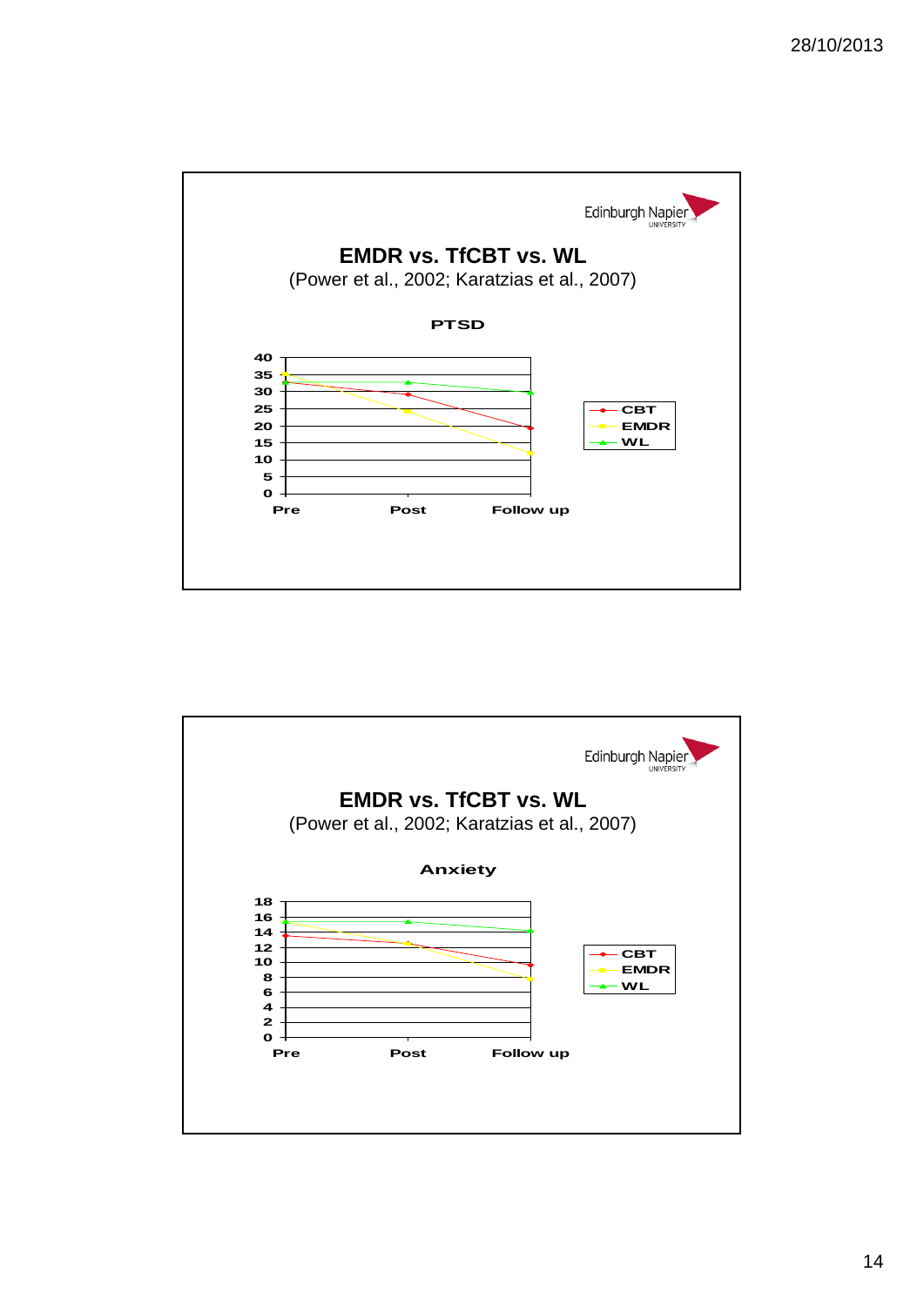Edinburgh Napier UNIVERSITY

## EMDR vs. TfCBT vs. WL

(Power et al., 2002; Karatzias et al., 2007)

**PTSD**

40
35
30
25
20
15
10
5
0

Pre Post Follow up

CBT
EMDR
WL

Edinburgh Napier UNIVERSITY

## EMDR vs. TfCBT vs. WL

(Power et al., 2002; Karatzias et al., 2007)

**Anxiety**

18
16
14
12
10
8
6
4
2
0

Pre Post Follow up

CBT
EMDR
WL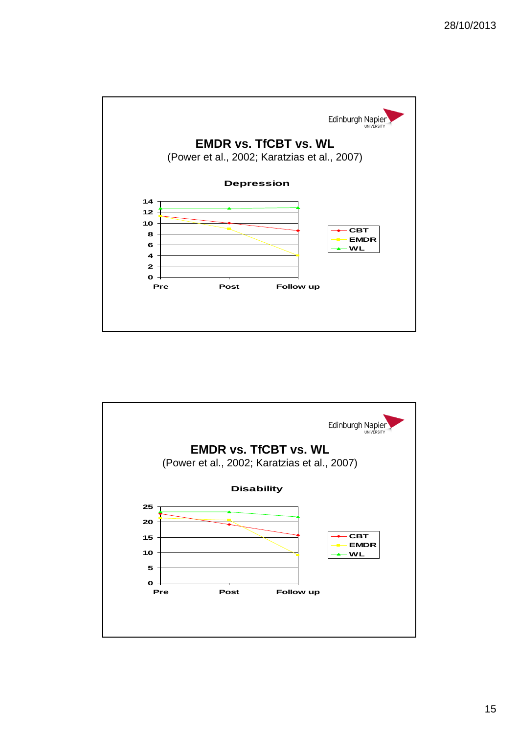Edinburgh Napier UNIVERSITY

## EMDR vs. TfCBT vs. WL

(Power et al., 2002; Karatzias et al., 2007)

**Depression**

14
12
10
8
6
4
2
0

Pre Post Follow up

CBT
EMDR
WL

Edinburgh Napier UNIVERSITY

## EMDR vs. TfCBT vs. WL

(Power et al., 2002; Karatzias et al., 2007)

**Disability**

25
20
15
10
5
0

Pre Post Follow up

CBT
EMDR
WL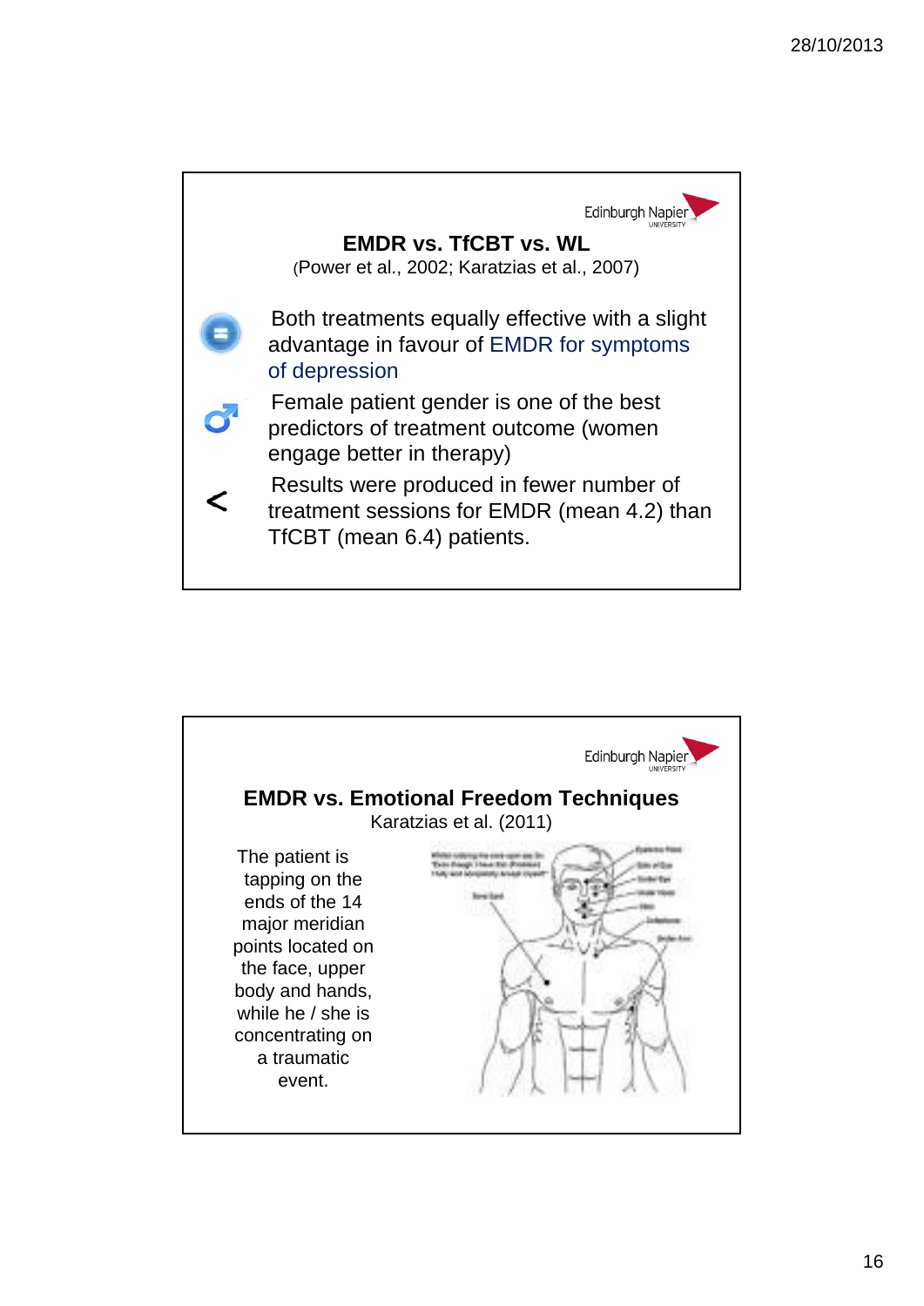## EMDR vs. TfCBT vs. WL

(Power et al., 2002; Karatzias et al., 2007)

- Both treatments equally effective with a slight advantage in favour of EMDR for symptoms of depression
- Female patient gender is one of the best predictors of treatment outcome (women engage better in therapy)
- Results were produced in fewer number of treatment sessions for EMDR (mean 4.2) than TfCBT (mean 6.4) patients.

## EMDR vs. Emotional Freedom Techniques

Karatzias et al. (2011)

The patient is tapping on the ends of the 14 major meridian points located on the face, upper body and hands, while he / she is concentrating on a traumatic event.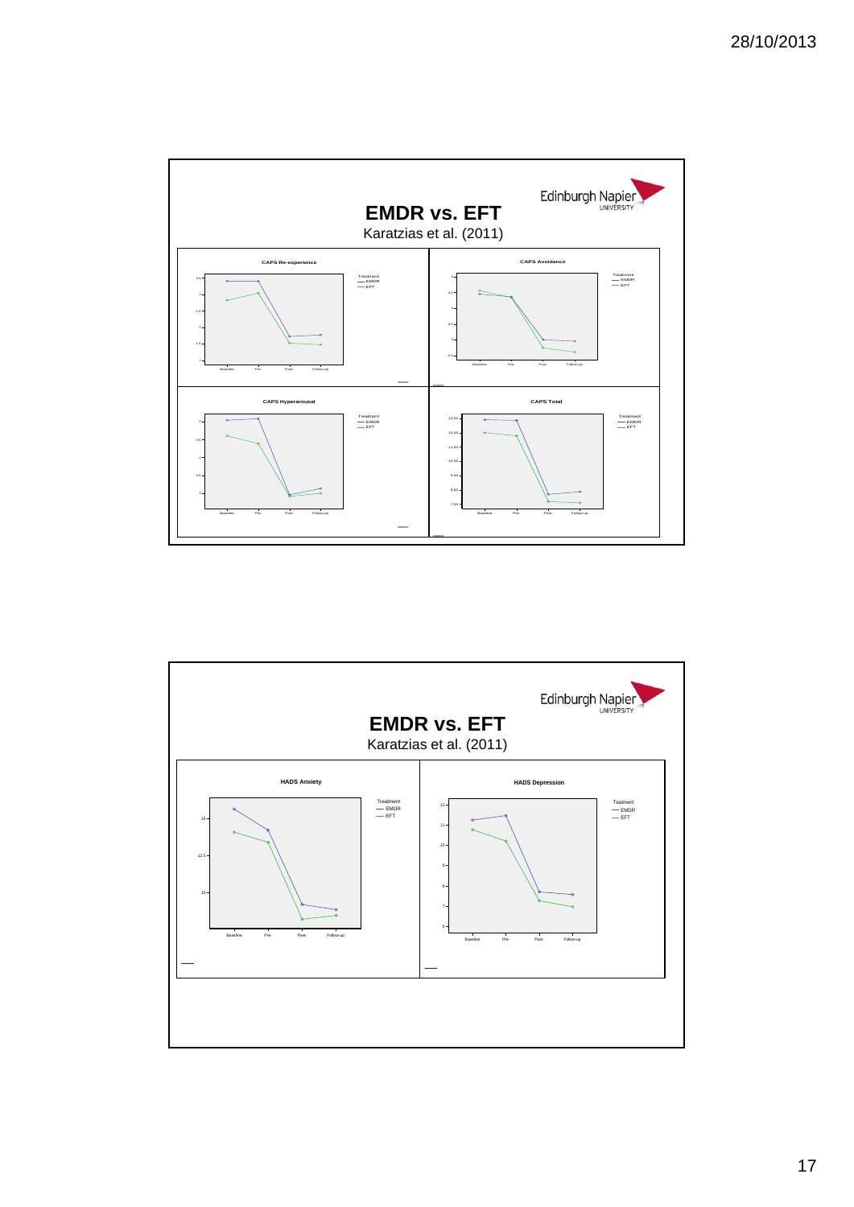## EMDR vs. EFT

Karatzias et al. (2011)

**CAPS Re-experience**

Treatment
— EMDR
— EFT

Baseline Pre- Post- Follow-up

**CAPS Avoidance**

Treatment
— EMDR
— EFT

Baseline Pre- Post- Follow-up

**CAPS Hyperarousal**

Treatment
— EMDR
— EFT

Baseline Pre- Post- Follow-up

**CAPS Total**

Treatment
— EMDR
— EFT

13.00, 12.00, 11.00, 10.00, 9.00, 8.00, 7.00

Baseline Pre- Post- Follow-up

## EMDR vs. EFT

Karatzias et al. (2011)

**HADS Anxiety**

Treatment
— EMDR
— EFT

15, 12.5, 10

Baseline Pre- Post- Follow-up

**HADS Depression**

Treatment
— EMDR
— EFT

12, 11, 10, 9, 8, 7, 6

Baseline Pre- Post- Follow-up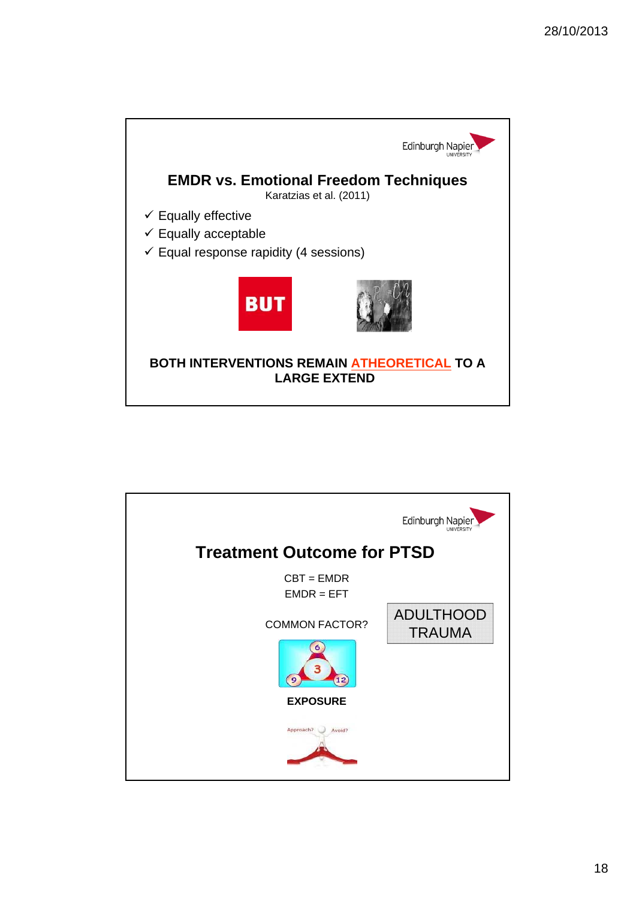## EMDR vs. Emotional Freedom Techniques

Karatzias et al. (2011)

- ✓ Equally effective
- ✓ Equally acceptable
- ✓ Equal response rapidity (4 sessions)

BUT

**BOTH INTERVENTIONS REMAIN ATHEORETICAL TO A LARGE EXTEND**

## Treatment Outcome for PTSD

CBT = EMDR

EMDR = EFT

COMMON FACTOR?

ADULTHOOD TRAUMA

**EXPOSURE**

Approach? Avoid?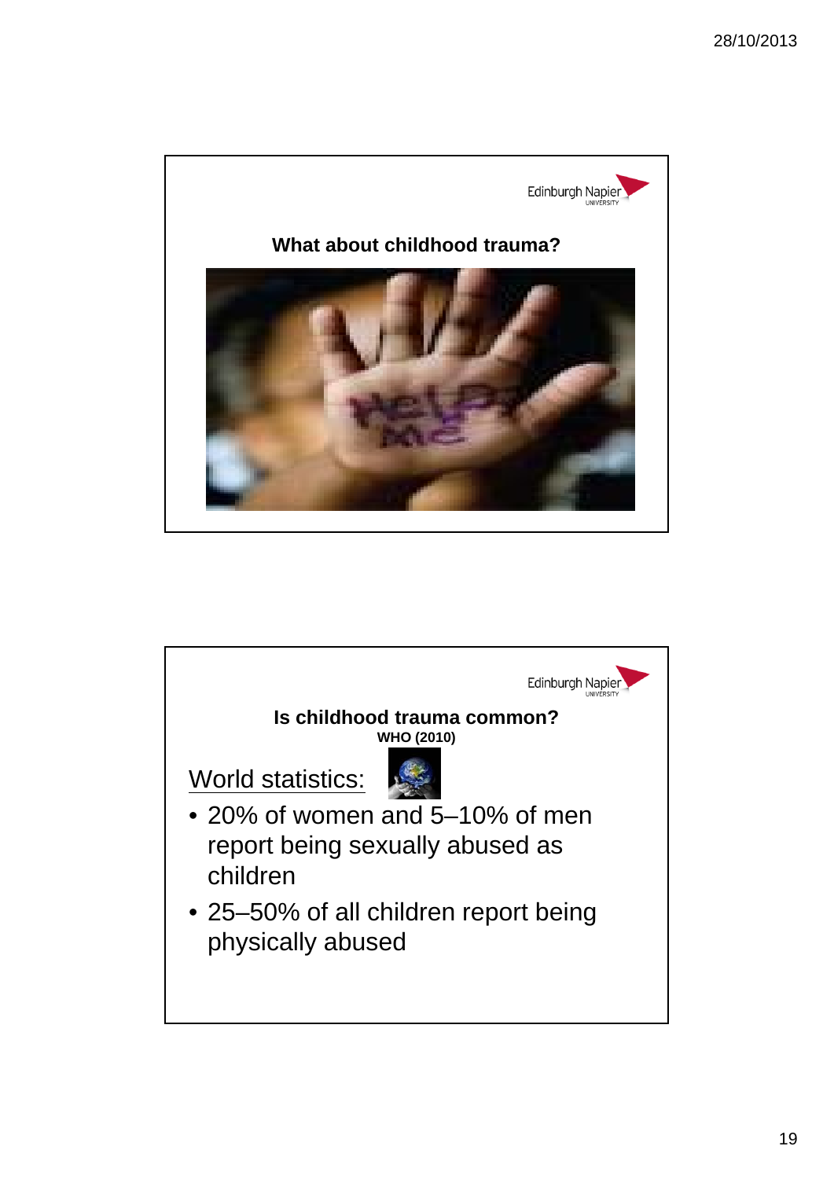## What about childhood trauma?

## Is childhood trauma common?

**WHO (2010)**

World statistics:

- 20% of women and 5–10% of men report being sexually abused as children
- 25–50% of all children report being physically abused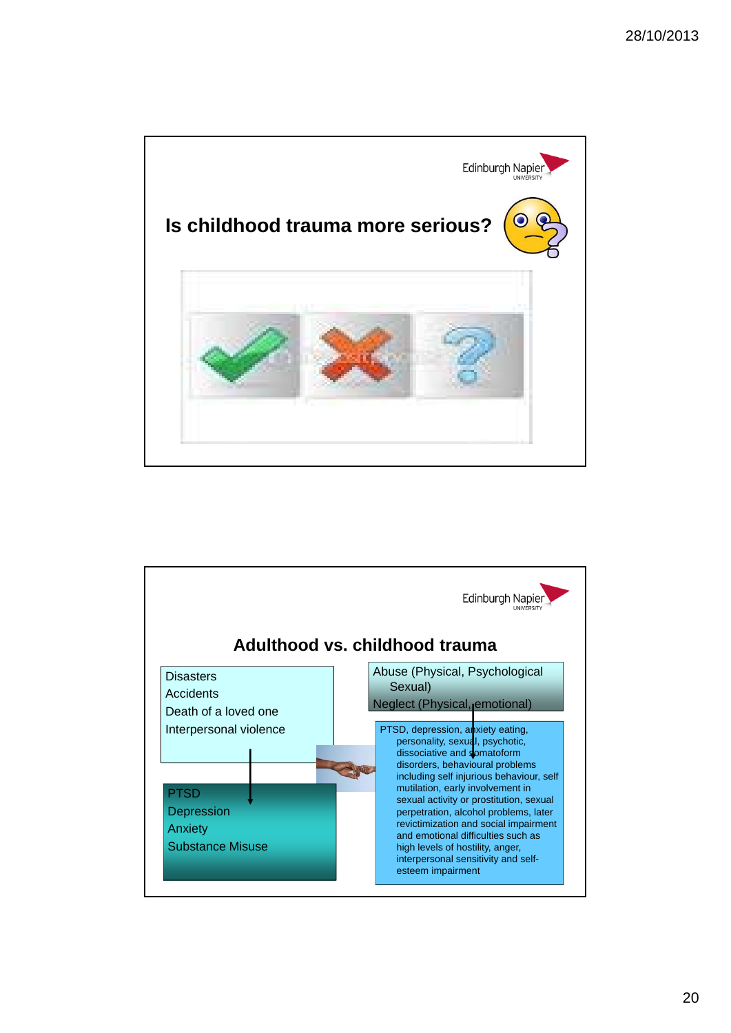## Is childhood trauma more serious?

## Adulthood vs. childhood trauma

Disasters
Accidents
Death of a loved one
Interpersonal violence

PTSD
Depression
Anxiety
Substance Misuse

Abuse (Physical, Psychological Sexual)
Neglect (Physical, emotional)

PTSD, depression, anxiety eating, personality, sexual, psychotic, dissociative and somatoform disorders, behavioural problems including self injurious behaviour, self mutilation, early involvement in sexual activity or prostitution, sexual perpetration, alcohol problems, later revictimization and social impairment and emotional difficulties such as high levels of hostility, anger, interpersonal sensitivity and self-esteem impairment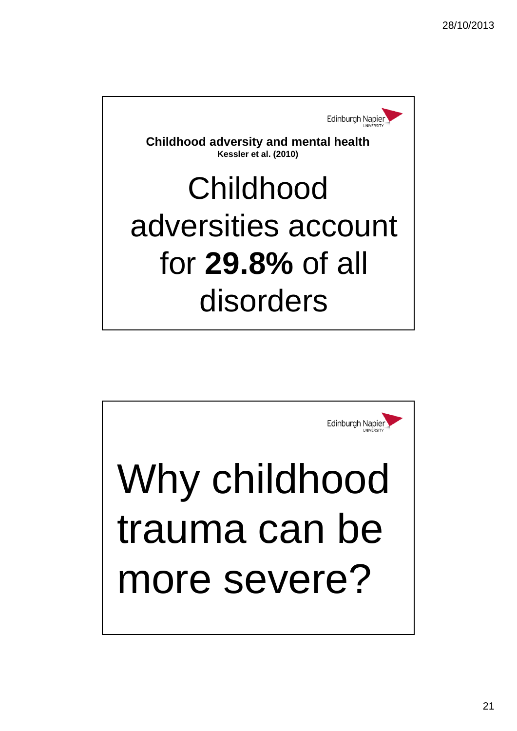## Childhood adversity and mental health

**Kessler et al. (2010)**

# Childhood adversities account for **29.8%** of all disorders

---

# Why childhood trauma can be more severe?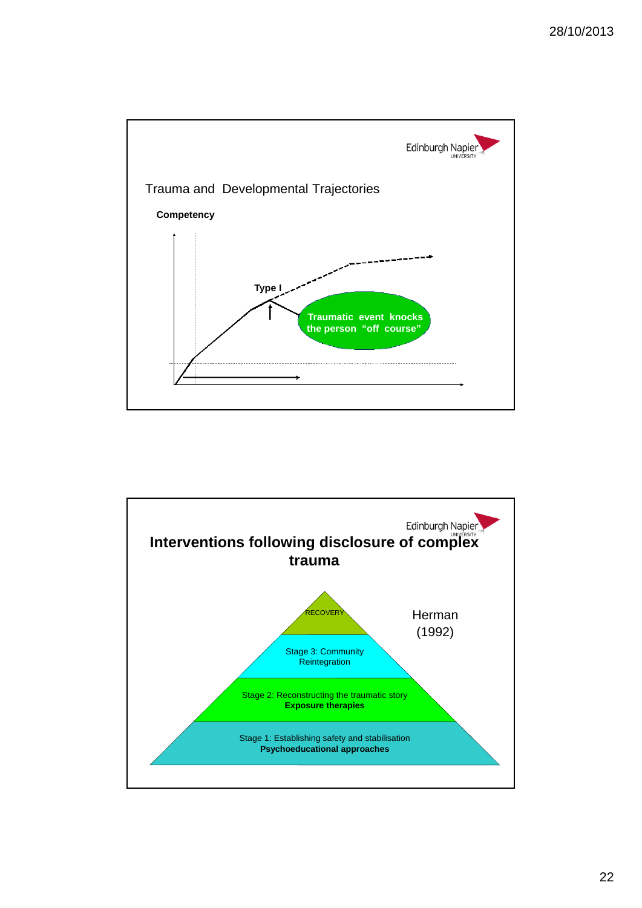Edinburgh Napier University

## Trauma and Developmental Trajectories

**Competency**

**Type I**

**Traumatic event knocks the person "off course"**

---

Edinburgh Napier University

## Interventions following disclosure of complex trauma

Herman (1992)

- RECOVERY
- Stage 3: Community Reintegration
- Stage 2: Reconstructing the traumatic story **Exposure therapies**
- Stage 1: Establishing safety and stabilisation **Psychoeducational approaches**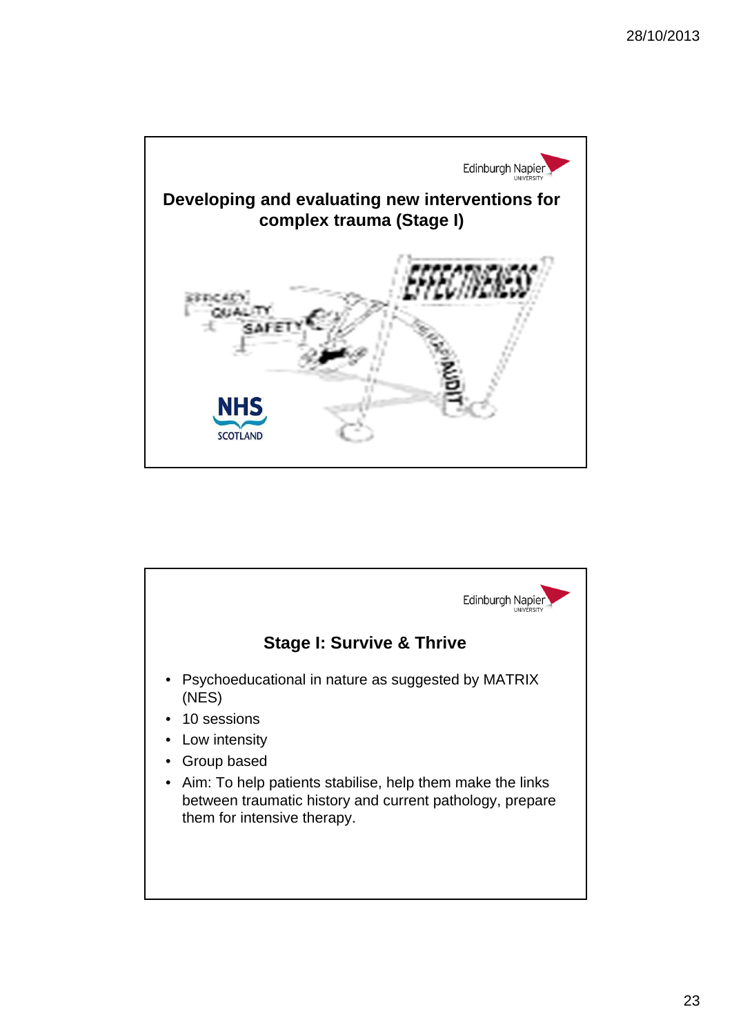## Developing and evaluating new interventions for complex trauma (Stage I)

## Stage I: Survive & Thrive

- Psychoeducational in nature as suggested by MATRIX (NES)
- 10 sessions
- Low intensity
- Group based
- Aim: To help patients stabilise, help them make the links between traumatic history and current pathology, prepare them for intensive therapy.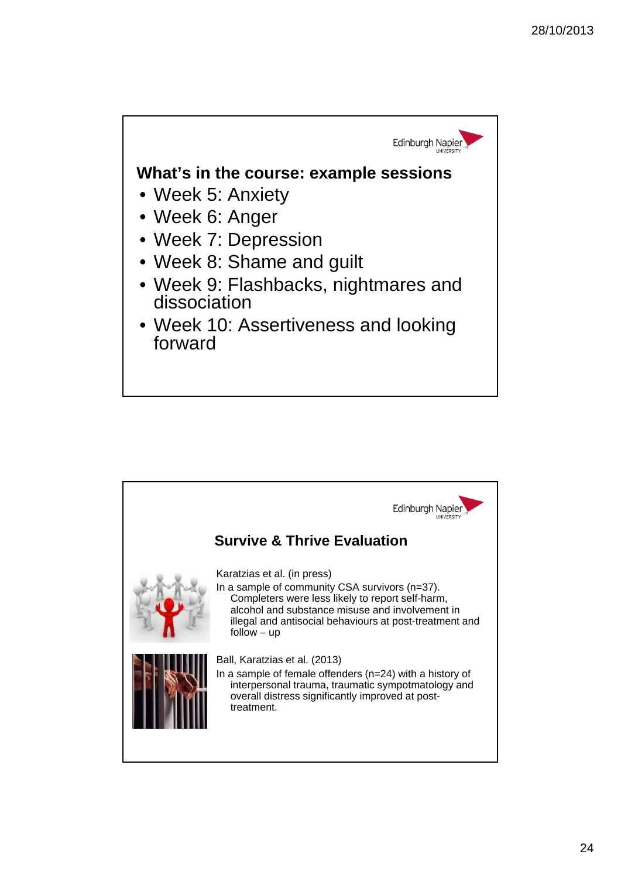## What's in the course: example sessions

- Week 5: Anxiety
- Week 6: Anger
- Week 7: Depression
- Week 8: Shame and guilt
- Week 9: Flashbacks, nightmares and dissociation
- Week 10: Assertiveness and looking forward

## Survive & Thrive Evaluation

Karatzias et al. (in press)

In a sample of community CSA survivors (n=37). Completers were less likely to report self-harm, alcohol and substance misuse and involvement in illegal and antisocial behaviours at post-treatment and follow – up

Ball, Karatzias et al. (2013)

In a sample of female offenders (n=24) with a history of interpersonal trauma, traumatic sympotmatology and overall distress significantly improved at post-treatment.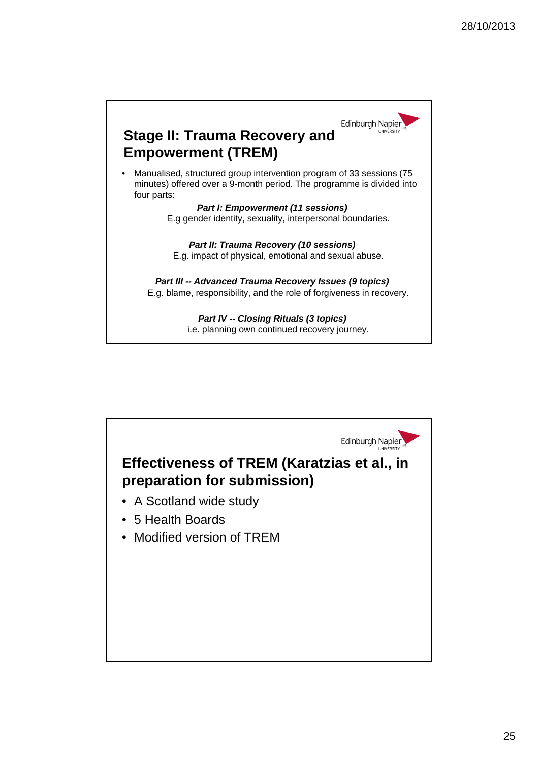## Stage II: Trauma Recovery and Empowerment (TREM)

- Manualised, structured group intervention program of 33 sessions (75 minutes) offered over a 9-month period. The programme is divided into four parts:

***Part I: Empowerment (11 sessions)***
E.g gender identity, sexuality, interpersonal boundaries.

***Part II: Trauma Recovery (10 sessions)***
E.g. impact of physical, emotional and sexual abuse.

***Part III -- Advanced Trauma Recovery Issues (9 topics)***
E.g. blame, responsibility, and the role of forgiveness in recovery.

***Part IV -- Closing Rituals (3 topics)***
i.e. planning own continued recovery journey.

## Effectiveness of TREM (Karatzias et al., in preparation for submission)

- A Scotland wide study
- 5 Health Boards
- Modified version of TREM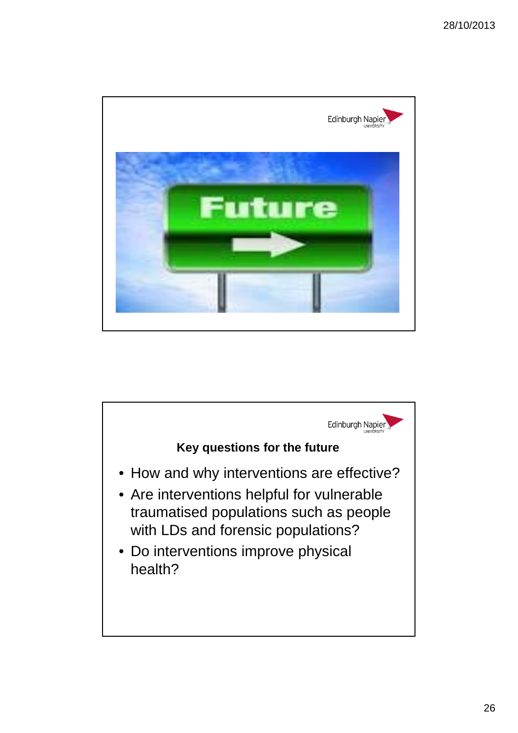Future

## Key questions for the future

- How and why interventions are effective?
- Are interventions helpful for vulnerable traumatised populations such as people with LDs and forensic populations?
- Do interventions improve physical health?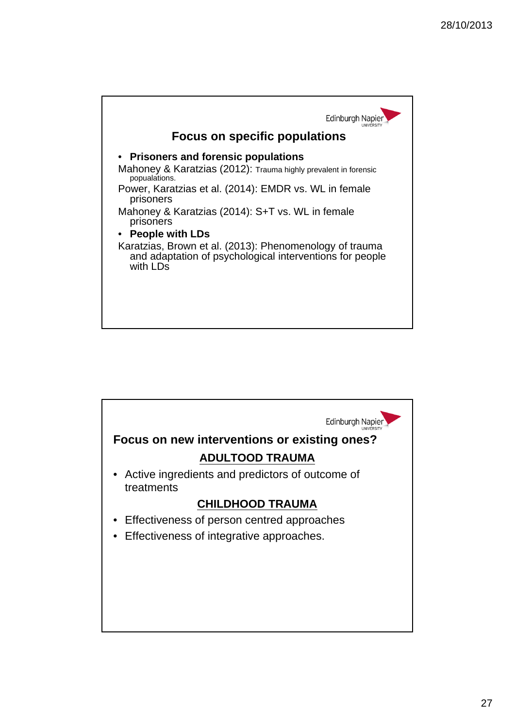## Focus on specific populations

- **Prisoners and forensic populations**

Mahoney & Karatzias (2012): Trauma highly prevalent in forensic popualations.

Power, Karatzias et al. (2014): EMDR vs. WL in female prisoners

Mahoney & Karatzias (2014): S+T vs. WL in female prisoners

- **People with LDs**

Karatzias, Brown et al. (2013): Phenomenology of trauma and adaptation of psychological interventions for people with LDs

## Focus on new interventions or existing ones?

### ADULTOOD TRAUMA

- Active ingredients and predictors of outcome of treatments

### CHILDHOOD TRAUMA

- Effectiveness of person centred approaches
- Effectiveness of integrative approaches.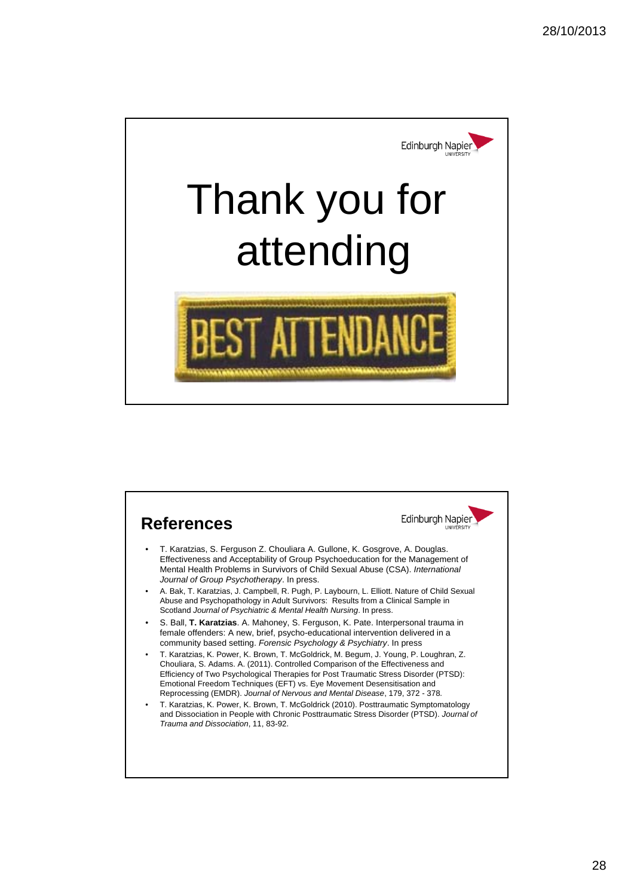# Thank you for attending

BEST ATTENDANCE

## References

- T. Karatzias, S. Ferguson Z. Chouliara A. Gullone, K. Gosgrove, A. Douglas. Effectiveness and Acceptability of Group Psychoeducation for the Management of Mental Health Problems in Survivors of Child Sexual Abuse (CSA). *International Journal of Group Psychotherapy*. In press.
- A. Bak, T. Karatzias, J. Campbell, R. Pugh, P. Laybourn, L. Elliott. Nature of Child Sexual Abuse and Psychopathology in Adult Survivors: Results from a Clinical Sample in Scotland *Journal of Psychiatric & Mental Health Nursing*. In press.
- S. Ball, **T. Karatzias**. A. Mahoney, S. Ferguson, K. Pate. Interpersonal trauma in female offenders: A new, brief, psycho-educational intervention delivered in a community based setting. *Forensic Psychology & Psychiatry*. In press
- T. Karatzias, K. Power, K. Brown, T. McGoldrick, M. Begum, J. Young, P. Loughran, Z. Chouliara, S. Adams. A. (2011). Controlled Comparison of the Effectiveness and Efficiency of Two Psychological Therapies for Post Traumatic Stress Disorder (PTSD): Emotional Freedom Techniques (EFT) vs. Eye Movement Desensitisation and Reprocessing (EMDR). *Journal of Nervous and Mental Disease*, 179, 372 - 378.
- T. Karatzias, K. Power, K. Brown, T. McGoldrick (2010). Posttraumatic Symptomatology and Dissociation in People with Chronic Posttraumatic Stress Disorder (PTSD). *Journal of Trauma and Dissociation*, 11, 83-92.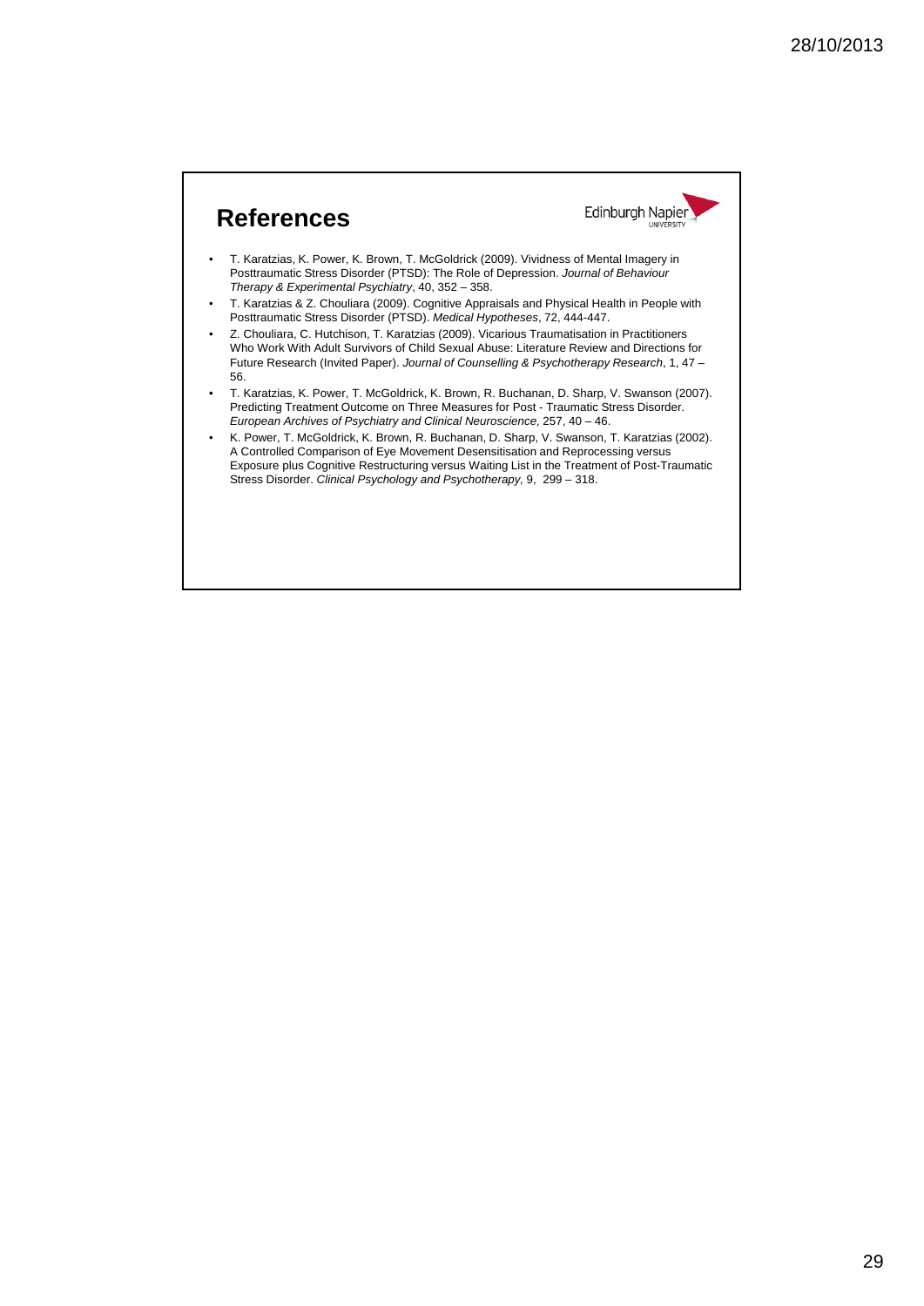# References

- T. Karatzias, K. Power, K. Brown, T. McGoldrick (2009). Vividness of Mental Imagery in Posttraumatic Stress Disorder (PTSD): The Role of Depression. *Journal of Behaviour Therapy & Experimental Psychiatry*, 40, 352 – 358.
- T. Karatzias & Z. Chouliara (2009). Cognitive Appraisals and Physical Health in People with Posttraumatic Stress Disorder (PTSD). *Medical Hypotheses*, 72, 444-447.
- Z. Chouliara, C. Hutchison, T. Karatzias (2009). Vicarious Traumatisation in Practitioners Who Work With Adult Survivors of Child Sexual Abuse: Literature Review and Directions for Future Research (Invited Paper). *Journal of Counselling & Psychotherapy Research*, 1, 47 – 56.
- T. Karatzias, K. Power, T. McGoldrick, K. Brown, R. Buchanan, D. Sharp, V. Swanson (2007). Predicting Treatment Outcome on Three Measures for Post - Traumatic Stress Disorder. *European Archives of Psychiatry and Clinical Neuroscience,* 257, 40 – 46.
- K. Power, T. McGoldrick, K. Brown, R. Buchanan, D. Sharp, V. Swanson, T. Karatzias (2002). A Controlled Comparison of Eye Movement Desensitisation and Reprocessing versus Exposure plus Cognitive Restructuring versus Waiting List in the Treatment of Post-Traumatic Stress Disorder. *Clinical Psychology and Psychotherapy,* 9, 299 – 318.